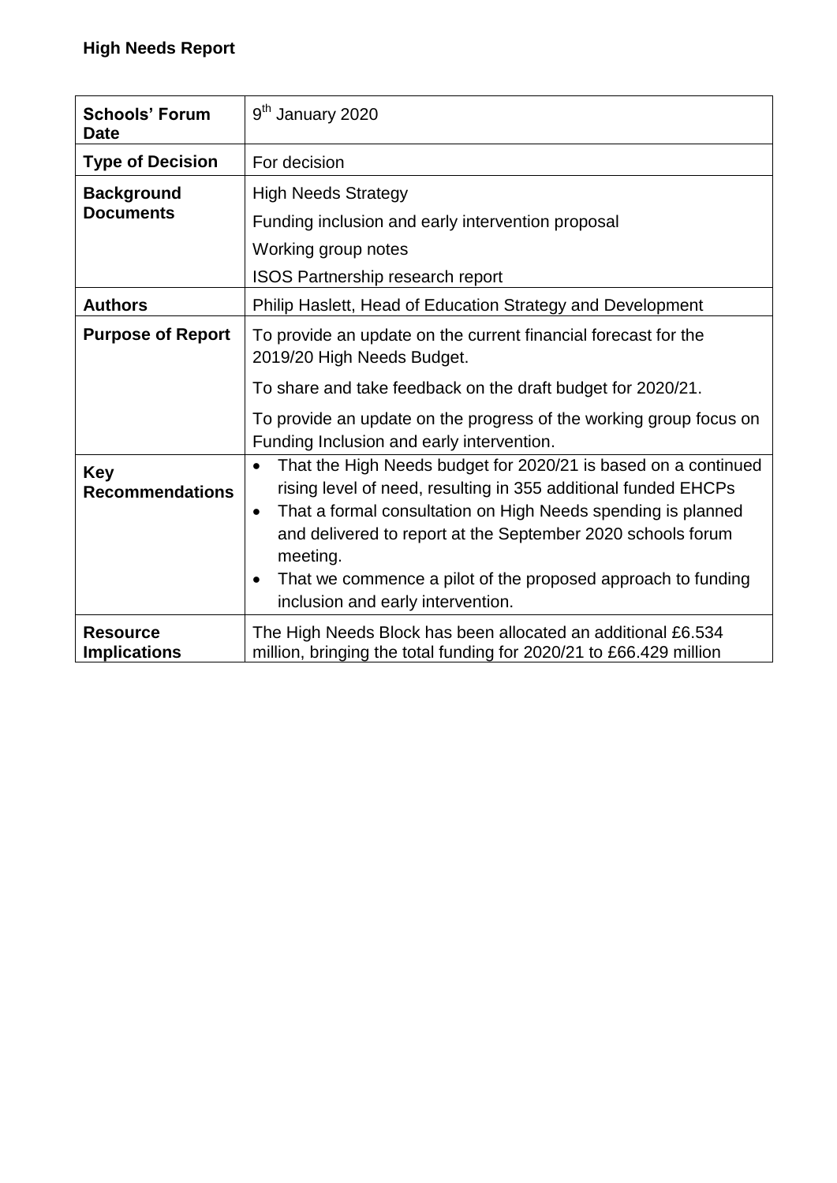**High Needs Report**

| **Schools' Forum Date** | 9th January 2020 |
|---|---|
| **Type of Decision** | For decision |
| **Background Documents** | High Needs Strategy<br>Funding inclusion and early intervention proposal<br>Working group notes<br>ISOS Partnership research report |
| **Authors** | Philip Haslett, Head of Education Strategy and Development |
| **Purpose of Report** | To provide an update on the current financial forecast for the 2019/20 High Needs Budget.<br>To share and take feedback on the draft budget for 2020/21.<br>To provide an update on the progress of the working group focus on Funding Inclusion and early intervention. |
| **Key Recommendations** | • That the High Needs budget for 2020/21 is based on a continued rising level of need, resulting in 355 additional funded EHCPs<br>• That a formal consultation on High Needs spending is planned and delivered to report at the September 2020 schools forum meeting.<br>• That we commence a pilot of the proposed approach to funding inclusion and early intervention. |
| **Resource Implications** | The High Needs Block has been allocated an additional £6.534 million, bringing the total funding for 2020/21 to £66.429 million |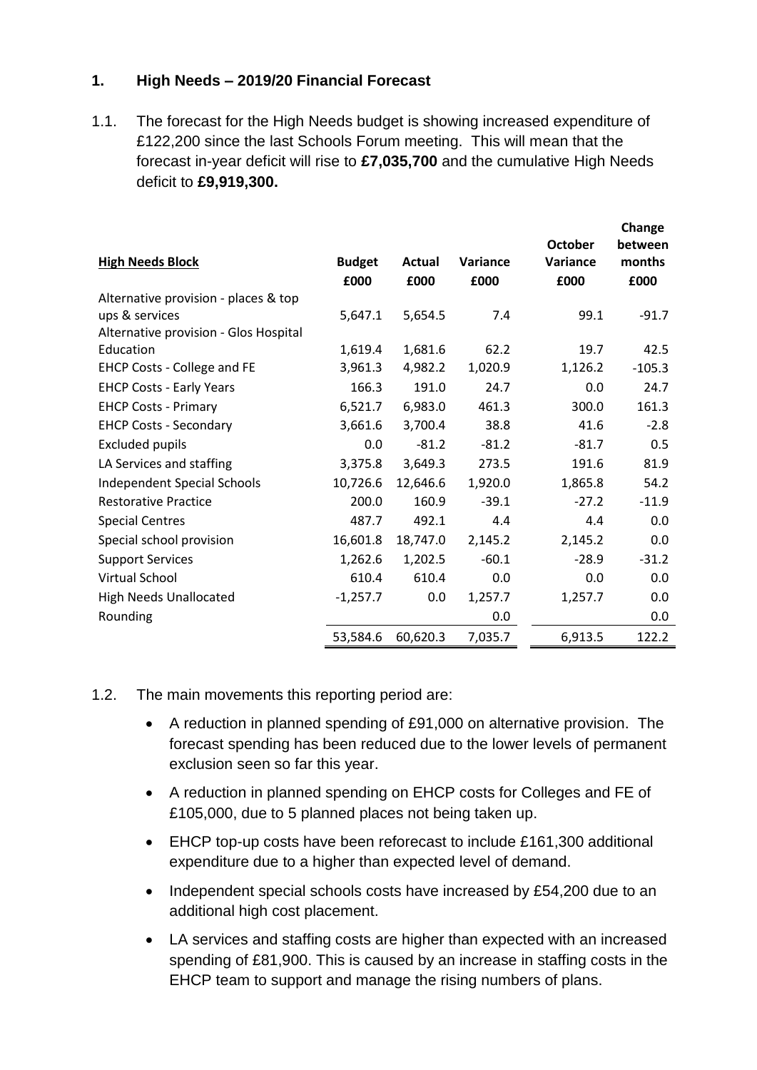## 1. High Needs – 2019/20 Financial Forecast

1.1. The forecast for the High Needs budget is showing increased expenditure of £122,200 since the last Schools Forum meeting. This will mean that the forecast in-year deficit will rise to **£7,035,700** and the cumulative High Needs deficit to **£9,919,300.**

| High Needs Block | Budget | Actual | Variance | October Variance | Change between months |
|---|---|---|---|---|---|
| | £000 | £000 | £000 | £000 | £000 |
| Alternative provision - places & top ups & services | 5,647.1 | 5,654.5 | 7.4 | 99.1 | -91.7 |
| Alternative provision - Glos Hospital Education | 1,619.4 | 1,681.6 | 62.2 | 19.7 | 42.5 |
| EHCP Costs - College and FE | 3,961.3 | 4,982.2 | 1,020.9 | 1,126.2 | -105.3 |
| EHCP Costs - Early Years | 166.3 | 191.0 | 24.7 | 0.0 | 24.7 |
| EHCP Costs - Primary | 6,521.7 | 6,983.0 | 461.3 | 300.0 | 161.3 |
| EHCP Costs - Secondary | 3,661.6 | 3,700.4 | 38.8 | 41.6 | -2.8 |
| Excluded pupils | 0.0 | -81.2 | -81.2 | -81.7 | 0.5 |
| LA Services and staffing | 3,375.8 | 3,649.3 | 273.5 | 191.6 | 81.9 |
| Independent Special Schools | 10,726.6 | 12,646.6 | 1,920.0 | 1,865.8 | 54.2 |
| Restorative Practice | 200.0 | 160.9 | -39.1 | -27.2 | -11.9 |
| Special Centres | 487.7 | 492.1 | 4.4 | 4.4 | 0.0 |
| Special school provision | 16,601.8 | 18,747.0 | 2,145.2 | 2,145.2 | 0.0 |
| Support Services | 1,262.6 | 1,202.5 | -60.1 | -28.9 | -31.2 |
| Virtual School | 610.4 | 610.4 | 0.0 | 0.0 | 0.0 |
| High Needs Unallocated | -1,257.7 | 0.0 | 1,257.7 | 1,257.7 | 0.0 |
| Rounding | | | 0.0 | | 0.0 |
| | 53,584.6 | 60,620.3 | 7,035.7 | 6,913.5 | 122.2 |

1.2. The main movements this reporting period are:

- A reduction in planned spending of £91,000 on alternative provision. The forecast spending has been reduced due to the lower levels of permanent exclusion seen so far this year.
- A reduction in planned spending on EHCP costs for Colleges and FE of £105,000, due to 5 planned places not being taken up.
- EHCP top-up costs have been reforecast to include £161,300 additional expenditure due to a higher than expected level of demand.
- Independent special schools costs have increased by £54,200 due to an additional high cost placement.
- LA services and staffing costs are higher than expected with an increased spending of £81,900. This is caused by an increase in staffing costs in the EHCP team to support and manage the rising numbers of plans.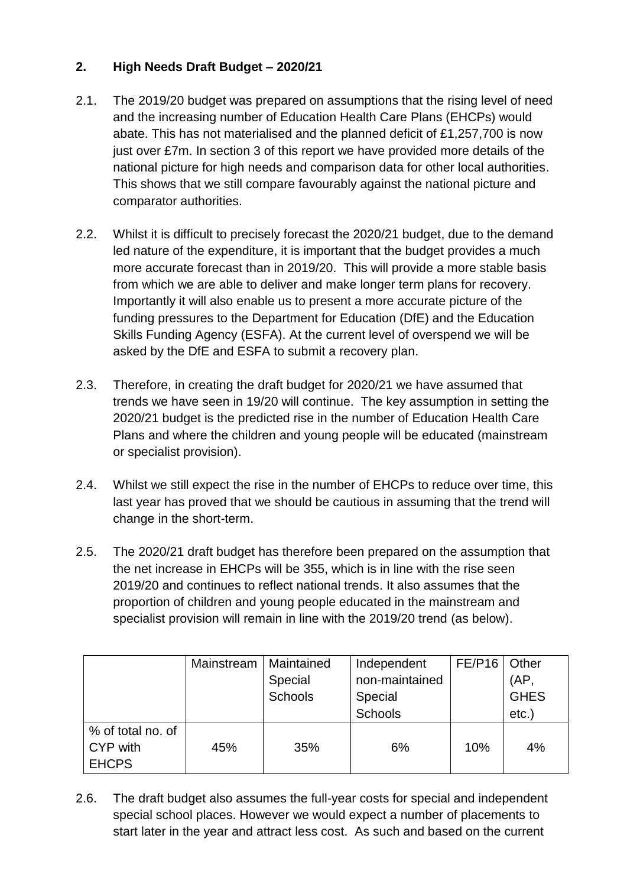## 2. High Needs Draft Budget – 2020/21

2.1. The 2019/20 budget was prepared on assumptions that the rising level of need and the increasing number of Education Health Care Plans (EHCPs) would abate. This has not materialised and the planned deficit of £1,257,700 is now just over £7m. In section 3 of this report we have provided more details of the national picture for high needs and comparison data for other local authorities. This shows that we still compare favourably against the national picture and comparator authorities.

2.2. Whilst it is difficult to precisely forecast the 2020/21 budget, due to the demand led nature of the expenditure, it is important that the budget provides a much more accurate forecast than in 2019/20. This will provide a more stable basis from which we are able to deliver and make longer term plans for recovery. Importantly it will also enable us to present a more accurate picture of the funding pressures to the Department for Education (DfE) and the Education Skills Funding Agency (ESFA). At the current level of overspend we will be asked by the DfE and ESFA to submit a recovery plan.

2.3. Therefore, in creating the draft budget for 2020/21 we have assumed that trends we have seen in 19/20 will continue. The key assumption in setting the 2020/21 budget is the predicted rise in the number of Education Health Care Plans and where the children and young people will be educated (mainstream or specialist provision).

2.4. Whilst we still expect the rise in the number of EHCPs to reduce over time, this last year has proved that we should be cautious in assuming that the trend will change in the short-term.

2.5. The 2020/21 draft budget has therefore been prepared on the assumption that the net increase in EHCPs will be 355, which is in line with the rise seen 2019/20 and continues to reflect national trends. It also assumes that the proportion of children and young people educated in the mainstream and specialist provision will remain in line with the 2019/20 trend (as below).

| | Mainstream | Maintained Special Schools | Independent non-maintained Special Schools | FE/P16 | Other (AP, GHES etc.) |
|---|---|---|---|---|---|
| % of total no. of CYP with EHCPS | 45% | 35% | 6% | 10% | 4% |

2.6. The draft budget also assumes the full-year costs for special and independent special school places. However we would expect a number of placements to start later in the year and attract less cost. As such and based on the current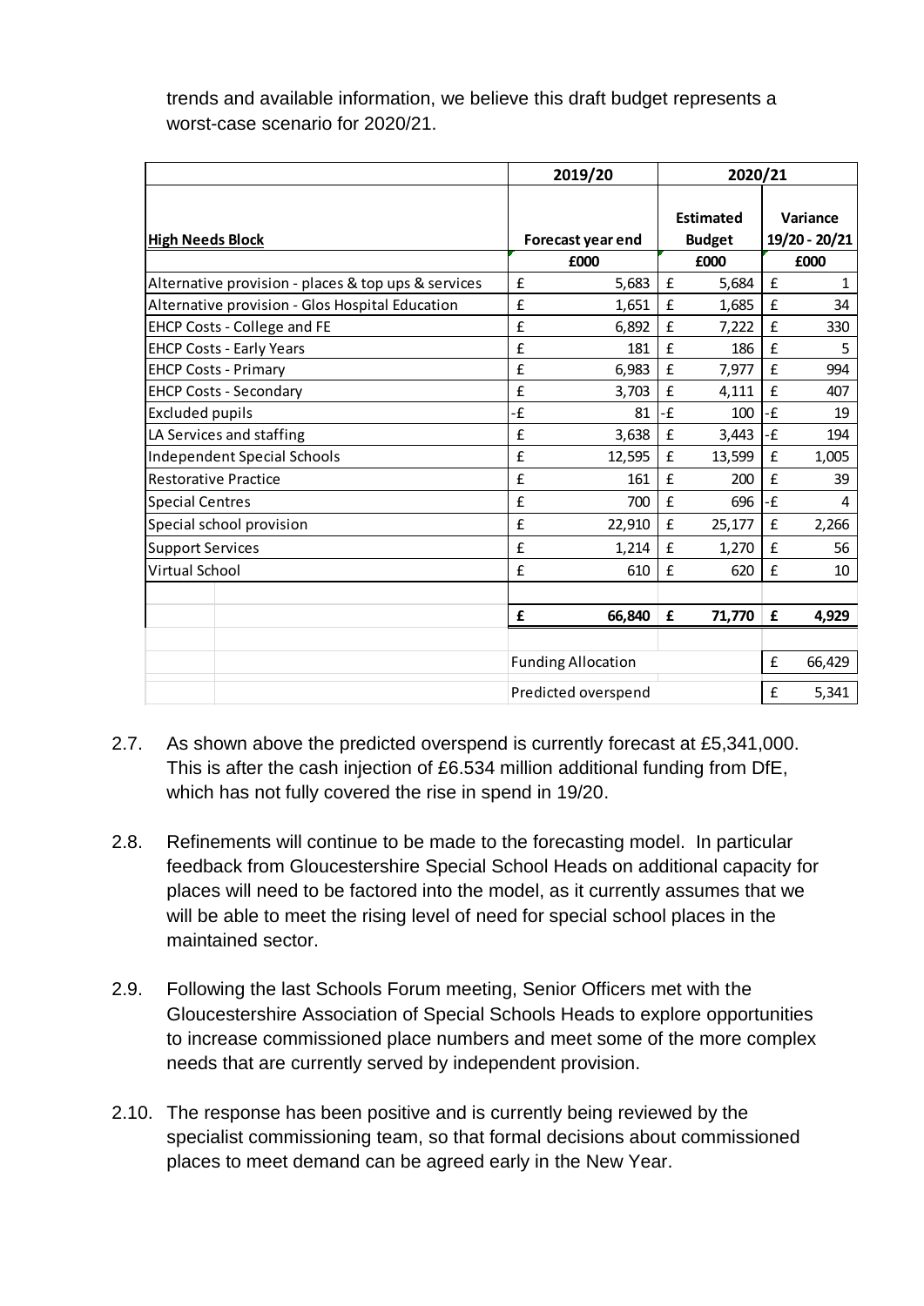trends and available information, we believe this draft budget represents a worst-case scenario for 2020/21.

| | 2019/20 | 2020/21 | |
|---|---|---|---|
| **High Needs Block** | **Forecast year end** | **Estimated Budget** | **Variance 19/20 - 20/21** |
| | **£000** | **£000** | **£000** |
| Alternative provision - places & top ups & services | £ 5,683 | £ 5,684 | £ 1 |
| Alternative provision - Glos Hospital Education | £ 1,651 | £ 1,685 | £ 34 |
| EHCP Costs - College and FE | £ 6,892 | £ 7,222 | £ 330 |
| EHCP Costs - Early Years | £ 181 | £ 186 | £ 5 |
| EHCP Costs - Primary | £ 6,983 | £ 7,977 | £ 994 |
| EHCP Costs - Secondary | £ 3,703 | £ 4,111 | £ 407 |
| Excluded pupils | -£ 81 | -£ 100 | -£ 19 |
| LA Services and staffing | £ 3,638 | £ 3,443 | -£ 194 |
| Independent Special Schools | £ 12,595 | £ 13,599 | £ 1,005 |
| Restorative Practice | £ 161 | £ 200 | £ 39 |
| Special Centres | £ 700 | £ 696 | -£ 4 |
| Special school provision | £ 22,910 | £ 25,177 | £ 2,266 |
| Support Services | £ 1,214 | £ 1,270 | £ 56 |
| Virtual School | £ 610 | £ 620 | £ 10 |
| | **£ 66,840** | **£ 71,770** | **£ 4,929** |
| | Funding Allocation | | £ 66,429 |
| | Predicted overspend | | £ 5,341 |

2.7. As shown above the predicted overspend is currently forecast at £5,341,000. This is after the cash injection of £6.534 million additional funding from DfE, which has not fully covered the rise in spend in 19/20.

2.8. Refinements will continue to be made to the forecasting model. In particular feedback from Gloucestershire Special School Heads on additional capacity for places will need to be factored into the model, as it currently assumes that we will be able to meet the rising level of need for special school places in the maintained sector.

2.9. Following the last Schools Forum meeting, Senior Officers met with the Gloucestershire Association of Special Schools Heads to explore opportunities to increase commissioned place numbers and meet some of the more complex needs that are currently served by independent provision.

2.10. The response has been positive and is currently being reviewed by the specialist commissioning team, so that formal decisions about commissioned places to meet demand can be agreed early in the New Year.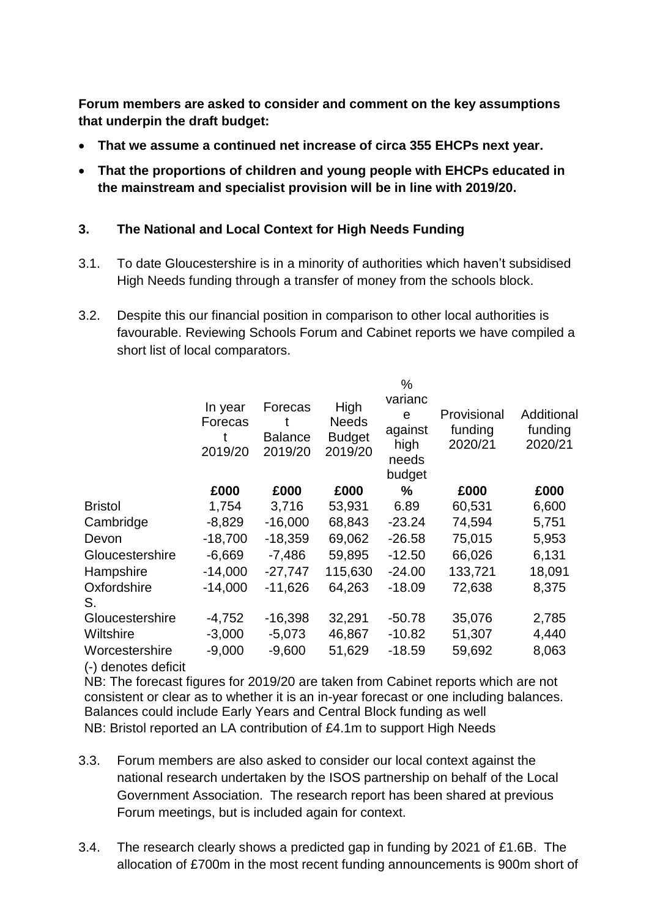**Forum members are asked to consider and comment on the key assumptions that underpin the draft budget:**

- **That we assume a continued net increase of circa 355 EHCPs next year.**
- **That the proportions of children and young people with EHCPs educated in the mainstream and specialist provision will be in line with 2019/20.**

### 3. The National and Local Context for High Needs Funding

3.1. To date Gloucestershire is in a minority of authorities which haven't subsidised High Needs funding through a transfer of money from the schools block.

3.2. Despite this our financial position in comparison to other local authorities is favourable. Reviewing Schools Forum and Cabinet reports we have compiled a short list of local comparators.

| | In year Forecast 2019/20 | Forecast Balance 2019/20 | High Needs Budget 2019/20 | % variance against high needs budget | Provisional funding 2020/21 | Additional funding 2020/21 |
|---|---|---|---|---|---|---|
| | **£000** | **£000** | **£000** | **%** | **£000** | **£000** |
| Bristol | 1,754 | 3,716 | 53,931 | 6.89 | 60,531 | 6,600 |
| Cambridge | -8,829 | -16,000 | 68,843 | -23.24 | 74,594 | 5,751 |
| Devon | -18,700 | -18,359 | 69,062 | -26.58 | 75,015 | 5,953 |
| Gloucestershire | -6,669 | -7,486 | 59,895 | -12.50 | 66,026 | 6,131 |
| Hampshire | -14,000 | -27,747 | 115,630 | -24.00 | 133,721 | 18,091 |
| Oxfordshire | -14,000 | -11,626 | 64,263 | -18.09 | 72,638 | 8,375 |
| S. Gloucestershire | -4,752 | -16,398 | 32,291 | -50.78 | 35,076 | 2,785 |
| Wiltshire | -3,000 | -5,073 | 46,867 | -10.82 | 51,307 | 4,440 |
| Worcestershire | -9,000 | -9,600 | 51,629 | -18.59 | 59,692 | 8,063 |

(-) denotes deficit

NB: The forecast figures for 2019/20 are taken from Cabinet reports which are not consistent or clear as to whether it is an in-year forecast or one including balances. Balances could include Early Years and Central Block funding as well

NB: Bristol reported an LA contribution of £4.1m to support High Needs

3.3. Forum members are also asked to consider our local context against the national research undertaken by the ISOS partnership on behalf of the Local Government Association. The research report has been shared at previous Forum meetings, but is included again for context.

3.4. The research clearly shows a predicted gap in funding by 2021 of £1.6B. The allocation of £700m in the most recent funding announcements is 900m short of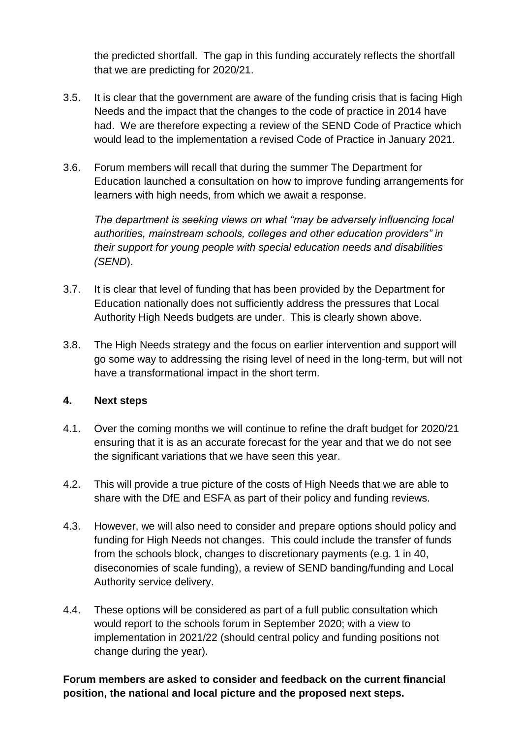the predicted shortfall. The gap in this funding accurately reflects the shortfall that we are predicting for 2020/21.

3.5. It is clear that the government are aware of the funding crisis that is facing High Needs and the impact that the changes to the code of practice in 2014 have had. We are therefore expecting a review of the SEND Code of Practice which would lead to the implementation a revised Code of Practice in January 2021.

3.6. Forum members will recall that during the summer The Department for Education launched a consultation on how to improve funding arrangements for learners with high needs, from which we await a response.

*The department is seeking views on what "may be adversely influencing local authorities, mainstream schools, colleges and other education providers" in their support for young people with special education needs and disabilities (SEND*).

3.7. It is clear that level of funding that has been provided by the Department for Education nationally does not sufficiently address the pressures that Local Authority High Needs budgets are under. This is clearly shown above.

3.8. The High Needs strategy and the focus on earlier intervention and support will go some way to addressing the rising level of need in the long-term, but will not have a transformational impact in the short term.

## 4. Next steps

4.1. Over the coming months we will continue to refine the draft budget for 2020/21 ensuring that it is as an accurate forecast for the year and that we do not see the significant variations that we have seen this year.

4.2. This will provide a true picture of the costs of High Needs that we are able to share with the DfE and ESFA as part of their policy and funding reviews.

4.3. However, we will also need to consider and prepare options should policy and funding for High Needs not changes. This could include the transfer of funds from the schools block, changes to discretionary payments (e.g. 1 in 40, diseconomies of scale funding), a review of SEND banding/funding and Local Authority service delivery.

4.4. These options will be considered as part of a full public consultation which would report to the schools forum in September 2020; with a view to implementation in 2021/22 (should central policy and funding positions not change during the year).

**Forum members are asked to consider and feedback on the current financial position, the national and local picture and the proposed next steps.**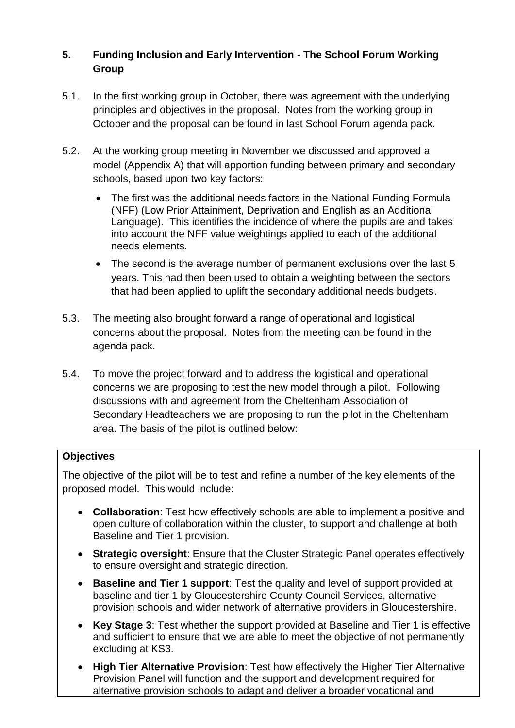## 5. Funding Inclusion and Early Intervention - The School Forum Working Group

5.1. In the first working group in October, there was agreement with the underlying principles and objectives in the proposal. Notes from the working group in October and the proposal can be found in last School Forum agenda pack.

5.2. At the working group meeting in November we discussed and approved a model (Appendix A) that will apportion funding between primary and secondary schools, based upon two key factors:

- The first was the additional needs factors in the National Funding Formula (NFF) (Low Prior Attainment, Deprivation and English as an Additional Language). This identifies the incidence of where the pupils are and takes into account the NFF value weightings applied to each of the additional needs elements.
- The second is the average number of permanent exclusions over the last 5 years. This had then been used to obtain a weighting between the sectors that had been applied to uplift the secondary additional needs budgets.

5.3. The meeting also brought forward a range of operational and logistical concerns about the proposal. Notes from the meeting can be found in the agenda pack.

5.4. To move the project forward and to address the logistical and operational concerns we are proposing to test the new model through a pilot. Following discussions with and agreement from the Cheltenham Association of Secondary Headteachers we are proposing to run the pilot in the Cheltenham area. The basis of the pilot is outlined below:

**Objectives**

The objective of the pilot will be to test and refine a number of the key elements of the proposed model. This would include:

- **Collaboration**: Test how effectively schools are able to implement a positive and open culture of collaboration within the cluster, to support and challenge at both Baseline and Tier 1 provision.
- **Strategic oversight**: Ensure that the Cluster Strategic Panel operates effectively to ensure oversight and strategic direction.
- **Baseline and Tier 1 support**: Test the quality and level of support provided at baseline and tier 1 by Gloucestershire County Council Services, alternative provision schools and wider network of alternative providers in Gloucestershire.
- **Key Stage 3**: Test whether the support provided at Baseline and Tier 1 is effective and sufficient to ensure that we are able to meet the objective of not permanently excluding at KS3.
- **High Tier Alternative Provision**: Test how effectively the Higher Tier Alternative Provision Panel will function and the support and development required for alternative provision schools to adapt and deliver a broader vocational and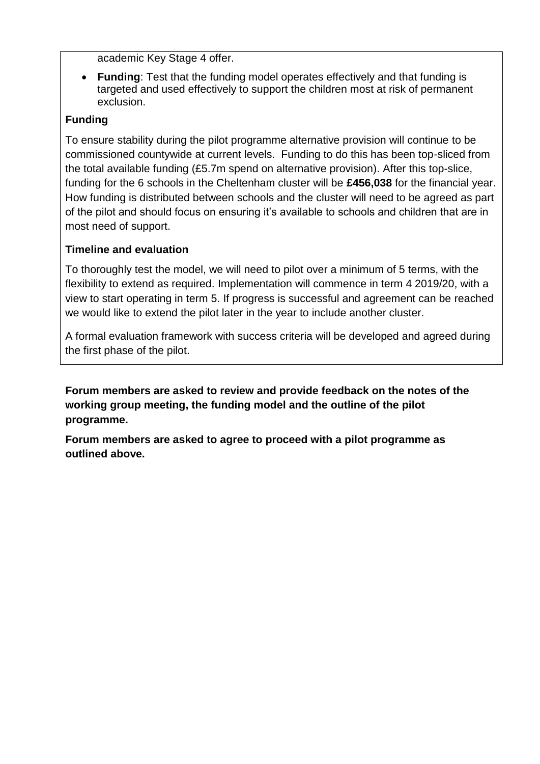academic Key Stage 4 offer.

- **Funding**: Test that the funding model operates effectively and that funding is targeted and used effectively to support the children most at risk of permanent exclusion.

**Funding**

To ensure stability during the pilot programme alternative provision will continue to be commissioned countywide at current levels. Funding to do this has been top-sliced from the total available funding (£5.7m spend on alternative provision). After this top-slice, funding for the 6 schools in the Cheltenham cluster will be **£456,038** for the financial year. How funding is distributed between schools and the cluster will need to be agreed as part of the pilot and should focus on ensuring it's available to schools and children that are in most need of support.

**Timeline and evaluation**

To thoroughly test the model, we will need to pilot over a minimum of 5 terms, with the flexibility to extend as required. Implementation will commence in term 4 2019/20, with a view to start operating in term 5. If progress is successful and agreement can be reached we would like to extend the pilot later in the year to include another cluster.

A formal evaluation framework with success criteria will be developed and agreed during the first phase of the pilot.

**Forum members are asked to review and provide feedback on the notes of the working group meeting, the funding model and the outline of the pilot programme.**

**Forum members are asked to agree to proceed with a pilot programme as outlined above.**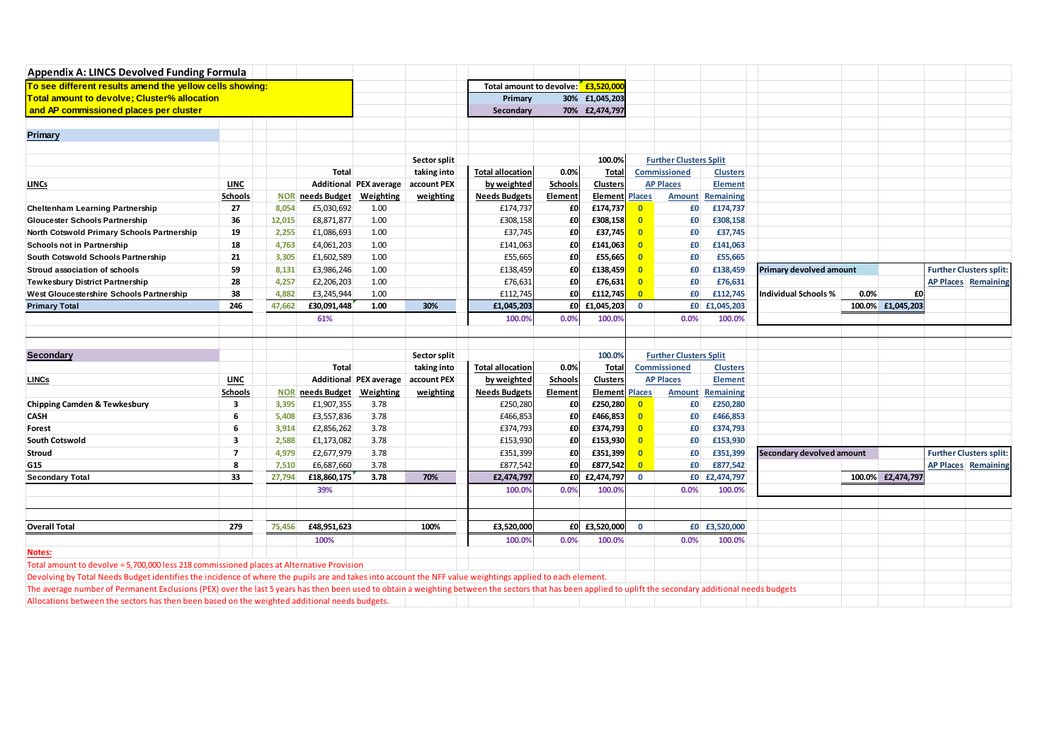## Appendix A: LINCS Devolved Funding Formula

**To see different results amend the yellow cells showing:**
**Total amount to devolve; Cluster% allocation**
**and AP commissioned places per cluster**

| | | |
|---|---|---|
| **Total amount to devolve:** | | **£3,520,000** |
| **Primary** | **30%** | **£1,045,203** |
| **Secondary** | **70%** | **£2,474,797** |

### Primary

| LINCs | LINC Schools | NOR | Total Additional needs Budget | PEX average Weighting | Sector split taking into account PEX weighting | Total allocation by weighted Needs Budgets | 0.0% Schools Element | 100.0% Total Clusters Element | Further Clusters Split: Commissioned AP Places – Places | Commissioned AP Places – Amount | Clusters Element Remaining |
|---|---|---|---|---|---|---|---|---|---|---|---|
| Cheltenham Learning Partnership | 27 | 8,054 | £5,030,692 | 1.00 | | £174,737 | £0 | £174,737 | 0 | £0 | £174,737 |
| Gloucester Schools Partnership | 36 | 12,015 | £8,871,877 | 1.00 | | £308,158 | £0 | £308,158 | 0 | £0 | £308,158 |
| North Cotswold Primary Schools Partnership | 19 | 2,255 | £1,086,693 | 1.00 | | £37,745 | £0 | £37,745 | 0 | £0 | £37,745 |
| Schools not in Partnership | 18 | 4,763 | £4,061,203 | 1.00 | | £141,063 | £0 | £141,063 | 0 | £0 | £141,063 |
| South Cotswold Schools Partnership | 21 | 3,305 | £1,602,589 | 1.00 | | £55,665 | £0 | £55,665 | 0 | £0 | £55,665 |
| Stroud association of schools | 59 | 8,131 | £3,986,246 | 1.00 | | £138,459 | £0 | £138,459 | 0 | £0 | £138,459 |
| Tewkesbury District Partnership | 28 | 4,257 | £2,206,203 | 1.00 | | £76,631 | £0 | £76,631 | 0 | £0 | £76,631 |
| West Gloucestershire Schools Partnership | 38 | 4,882 | £3,245,944 | 1.00 | | £112,745 | £0 | £112,745 | 0 | £0 | £112,745 |
| **Primary Total** | **246** | **47,662** | **£30,091,448** | **1.00** | **30%** | **£1,045,203** | **£0** | **£1,045,203** | **0** | **£0** | **£1,045,203** |
| | | | 61% | | | 100.0% | 0.0% | 100.0% | | 0.0% | 100.0% |

| Primary devolved amount | | | Further Clusters split: AP Places | Remaining |
|---|---|---|---|---|
| Individual Schools % | 0.0% | £0 | | |
| | 100.0% | £1,045,203 | | |

### Secondary

| LINCs | LINC Schools | NOR | Total Additional needs Budget | PEX average Weighting | Sector split taking into account PEX weighting | Total allocation by weighted Needs Budgets | 0.0% Schools Element | 100.0% Total Clusters Element | Further Clusters Split: Commissioned AP Places – Places | Commissioned AP Places – Amount | Clusters Element Remaining |
|---|---|---|---|---|---|---|---|---|---|---|---|
| Chipping Camden & Tewkesbury | 3 | 3,395 | £1,907,355 | 3.78 | | £250,280 | £0 | £250,280 | 0 | £0 | £250,280 |
| CASH | 6 | 5,408 | £3,557,836 | 3.78 | | £466,853 | £0 | £466,853 | 0 | £0 | £466,853 |
| Forest | 6 | 3,914 | £2,856,262 | 3.78 | | £374,793 | £0 | £374,793 | 0 | £0 | £374,793 |
| South Cotswold | 3 | 2,588 | £1,173,082 | 3.78 | | £153,930 | £0 | £153,930 | 0 | £0 | £153,930 |
| Stroud | 7 | 4,979 | £2,677,979 | 3.78 | | £351,399 | £0 | £351,399 | 0 | £0 | £351,399 |
| G15 | 8 | 7,510 | £6,687,660 | 3.78 | | £877,542 | £0 | £877,542 | 0 | £0 | £877,542 |
| **Secondary Total** | **33** | **27,794** | **£18,860,175** | **3.78** | **70%** | **£2,474,797** | **£0** | **£2,474,797** | **0** | **£0** | **£2,474,797** |
| | | | 39% | | | 100.0% | 0.0% | 100.0% | | 0.0% | 100.0% |
| **Overall Total** | **279** | **75,456** | **£48,951,623** | | **100%** | **£3,520,000** | **£0** | **£3,520,000** | **0** | **£0** | **£3,520,000** |
| | | | 100% | | | 100.0% | 0.0% | 100.0% | | 0.0% | 100.0% |

| Secondary devolved amount | | | Further Clusters split: AP Places | Remaining |
|---|---|---|---|---|
| | 100.0% | £2,474,797 | | |

**Notes:**

Total amount to devolve = 5,700,000 less 218 commissioned places at Alternative Provision

Devolving by Total Needs Budget identifies the incidence of where the pupils are and takes into account the NFF value weightings applied to each element.

The average number of Permanent Exclusions (PEX) over the last 5 years has then been used to obtain a weighting between the sectors that has been applied to uplift the secondary additional needs budgets

Allocations between the sectors has then been based on the weighted additional needs budgets.